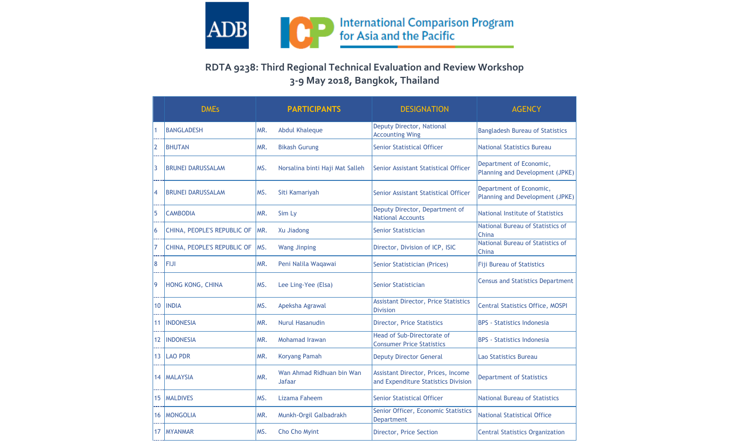ADB

International Comparison Program for Asia and the Pacific

## RDTA 9238: Third Regional Technical Evaluation and Review Workshop
## 3-9 May 2018, Bangkok, Thailand

| | DMEs | PARTICIPANTS | | DESIGNATION | AGENCY |
|---|---|---|---|---|---|
| 1 | BANGLADESH | MR. | Abdul Khaleque | Deputy Director, National Accounting Wing | Bangladesh Bureau of Statistics |
| 2 | BHUTAN | MR. | Bikash Gurung | Senior Statistical Officer | National Statistics Bureau |
| 3 | BRUNEI DARUSSALAM | MS. | Norsalina binti Haji Mat Salleh | Senior Assistant Statistical Officer | Department of Economic, Planning and Development (JPKE) |
| 4 | BRUNEI DARUSSALAM | MS. | Siti Kamariyah | Senior Assistant Statistical Officer | Department of Economic, Planning and Development (JPKE) |
| 5 | CAMBODIA | MR. | Sim Ly | Deputy Director, Department of National Accounts | National Institute of Statistics |
| 6 | CHINA, PEOPLE'S REPUBLIC OF | MR. | Xu Jiadong | Senior Statistician | National Bureau of Statistics of China |
| 7 | CHINA, PEOPLE'S REPUBLIC OF | MS. | Wang Jinping | Director, Division of ICP, ISIC | National Bureau of Statistics of China |
| 8 | FIJI | MR. | Peni Nalila Waqawai | Senior Statistician (Prices) | Fiji Bureau of Statistics |
| 9 | HONG KONG, CHINA | MS. | Lee Ling-Yee (Elsa) | Senior Statistician | Census and Statistics Department |
| 10 | INDIA | MS. | Apeksha Agrawal | Assistant Director, Price Statistics Division | Central Statistics Office, MOSPI |
| 11 | INDONESIA | MR. | Nurul Hasanudin | Director, Price Statistics | BPS - Statistics Indonesia |
| 12 | INDONESIA | MR. | Mohamad Irawan | Head of Sub-Directorate of Consumer Price Statistics | BPS - Statistics Indonesia |
| 13 | LAO PDR | MR. | Koryang Pamah | Deputy Director General | Lao Statistics Bureau |
| 14 | MALAYSIA | MR. | Wan Ahmad Ridhuan bin Wan Jafaar | Assistant Director, Prices, Income and Expenditure Statistics Division | Department of Statistics |
| 15 | MALDIVES | MS. | Lizama Faheem | Senior Statistical Officer | National Bureau of Statistics |
| 16 | MONGOLIA | MR. | Munkh-Orgil Galbadrakh | Senior Officer, Economic Statistics Department | National Statistical Office |
| 17 | MYANMAR | MS. | Cho Cho Myint | Director, Price Section | Central Statistics Organization |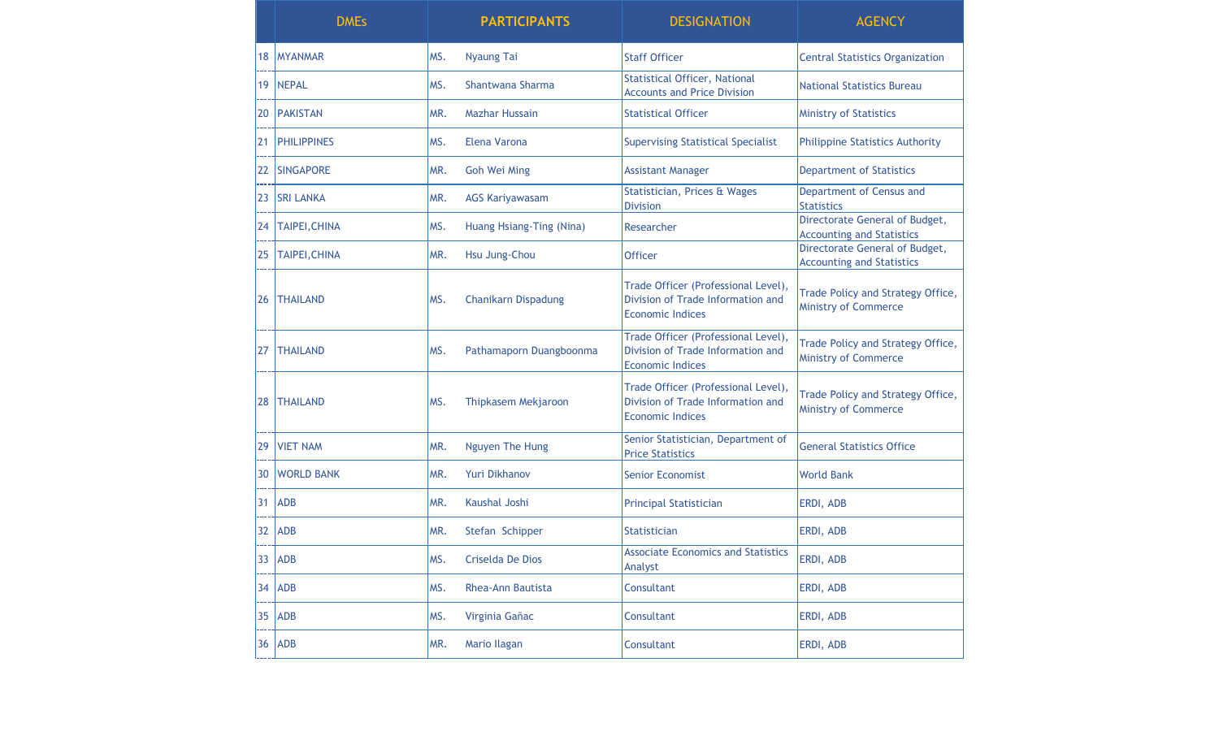| | DMEs | PARTICIPANTS | | DESIGNATION | AGENCY |
|---|---|---|---|---|---|
| 18 | MYANMAR | MS. | Nyaung Tai | Staff Officer | Central Statistics Organization |
| 19 | NEPAL | MS. | Shantwana Sharma | Statistical Officer, National Accounts and Price Division | National Statistics Bureau |
| 20 | PAKISTAN | MR. | Mazhar Hussain | Statistical Officer | Ministry of Statistics |
| 21 | PHILIPPINES | MS. | Elena Varona | Supervising Statistical Specialist | Philippine Statistics Authority |
| 22 | SINGAPORE | MR. | Goh Wei Ming | Assistant Manager | Department of Statistics |
| 23 | SRI LANKA | MR. | AGS Kariyawasam | Statistician, Prices & Wages Division | Department of Census and Statistics |
| 24 | TAIPEI,CHINA | MS. | Huang Hsiang-Ting (Nina) | Researcher | Directorate General of Budget, Accounting and Statistics |
| 25 | TAIPEI,CHINA | MR. | Hsu Jung-Chou | Officer | Directorate General of Budget, Accounting and Statistics |
| 26 | THAILAND | MS. | Chanikarn Dispadung | Trade Officer (Professional Level), Division of Trade Information and Economic Indices | Trade Policy and Strategy Office, Ministry of Commerce |
| 27 | THAILAND | MS. | Pathamaporn Duangboonma | Trade Officer (Professional Level), Division of Trade Information and Economic Indices | Trade Policy and Strategy Office, Ministry of Commerce |
| 28 | THAILAND | MS. | Thipkasem Mekjaroon | Trade Officer (Professional Level), Division of Trade Information and Economic Indices | Trade Policy and Strategy Office, Ministry of Commerce |
| 29 | VIET NAM | MR. | Nguyen The Hung | Senior Statistician, Department of Price Statistics | General Statistics Office |
| 30 | WORLD BANK | MR. | Yuri Dikhanov | Senior Economist | World Bank |
| 31 | ADB | MR. | Kaushal Joshi | Principal Statistician | ERDI, ADB |
| 32 | ADB | MR. | Stefan Schipper | Statistician | ERDI, ADB |
| 33 | ADB | MS. | Criselda De Dios | Associate Economics and Statistics Analyst | ERDI, ADB |
| 34 | ADB | MS. | Rhea-Ann Bautista | Consultant | ERDI, ADB |
| 35 | ADB | MS. | Virginia Gañac | Consultant | ERDI, ADB |
| 36 | ADB | MR. | Mario Ilagan | Consultant | ERDI, ADB |